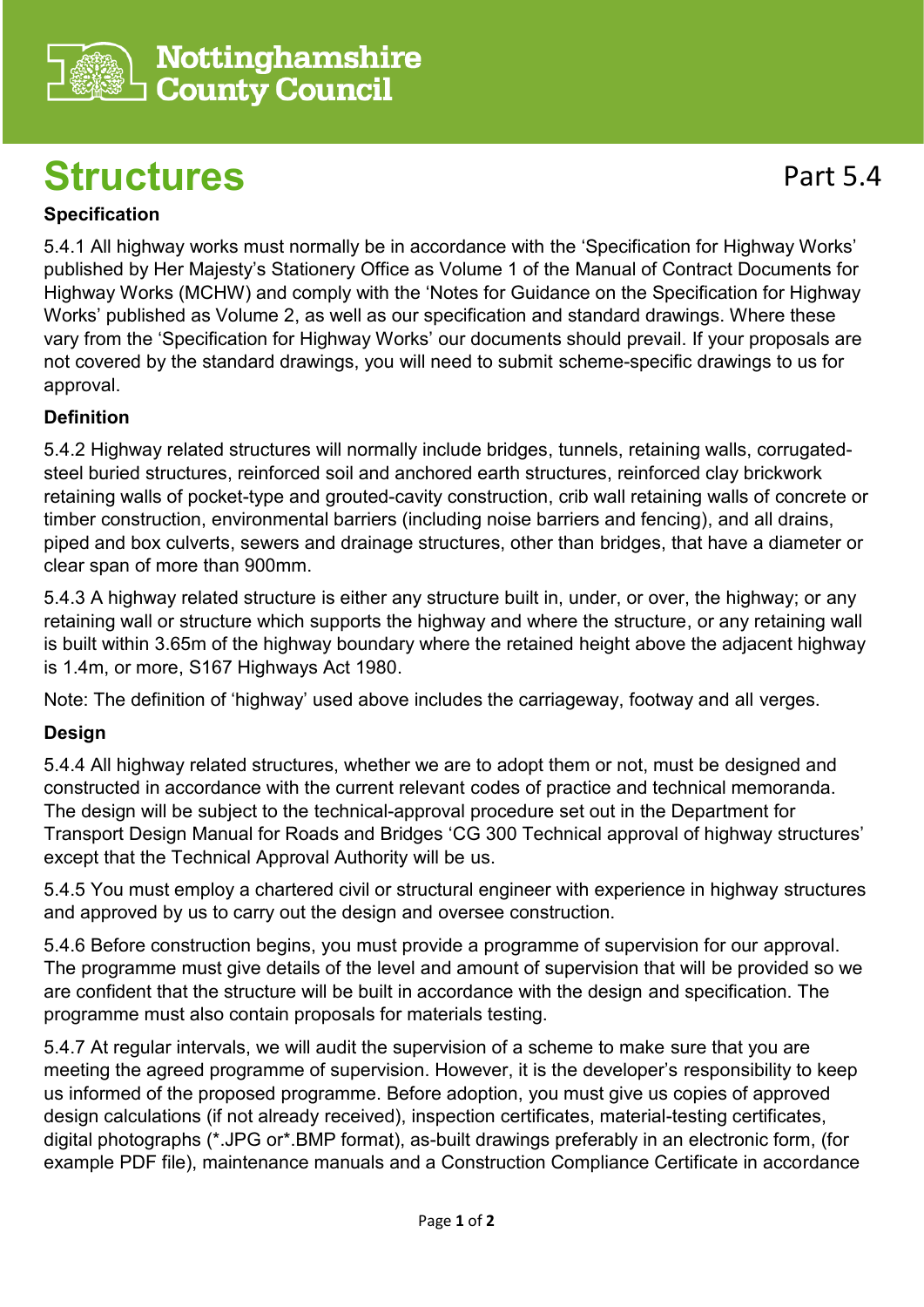Nottinghamshire County Council

# Structures

Part 5.4

### Specification

5.4.1 All highway works must normally be in accordance with the 'Specification for Highway Works' published by Her Majesty's Stationery Office as Volume 1 of the Manual of Contract Documents for Highway Works (MCHW) and comply with the 'Notes for Guidance on the Specification for Highway Works' published as Volume 2, as well as our specification and standard drawings. Where these vary from the 'Specification for Highway Works' our documents should prevail. If your proposals are not covered by the standard drawings, you will need to submit scheme-specific drawings to us for approval.

### Definition

5.4.2 Highway related structures will normally include bridges, tunnels, retaining walls, corrugated-steel buried structures, reinforced soil and anchored earth structures, reinforced clay brickwork retaining walls of pocket-type and grouted-cavity construction, crib wall retaining walls of concrete or timber construction, environmental barriers (including noise barriers and fencing), and all drains, piped and box culverts, sewers and drainage structures, other than bridges, that have a diameter or clear span of more than 900mm.

5.4.3 A highway related structure is either any structure built in, under, or over, the highway; or any retaining wall or structure which supports the highway and where the structure, or any retaining wall is built within 3.65m of the highway boundary where the retained height above the adjacent highway is 1.4m, or more, S167 Highways Act 1980.

Note: The definition of 'highway' used above includes the carriageway, footway and all verges.

### Design

5.4.4 All highway related structures, whether we are to adopt them or not, must be designed and constructed in accordance with the current relevant codes of practice and technical memoranda. The design will be subject to the technical-approval procedure set out in the Department for Transport Design Manual for Roads and Bridges 'CG 300 Technical approval of highway structures' except that the Technical Approval Authority will be us.

5.4.5 You must employ a chartered civil or structural engineer with experience in highway structures and approved by us to carry out the design and oversee construction.

5.4.6 Before construction begins, you must provide a programme of supervision for our approval. The programme must give details of the level and amount of supervision that will be provided so we are confident that the structure will be built in accordance with the design and specification. The programme must also contain proposals for materials testing.

5.4.7 At regular intervals, we will audit the supervision of a scheme to make sure that you are meeting the agreed programme of supervision. However, it is the developer's responsibility to keep us informed of the proposed programme. Before adoption, you must give us copies of approved design calculations (if not already received), inspection certificates, material-testing certificates, digital photographs (*.JPG or*.BMP format), as-built drawings preferably in an electronic form, (for example PDF file), maintenance manuals and a Construction Compliance Certificate in accordance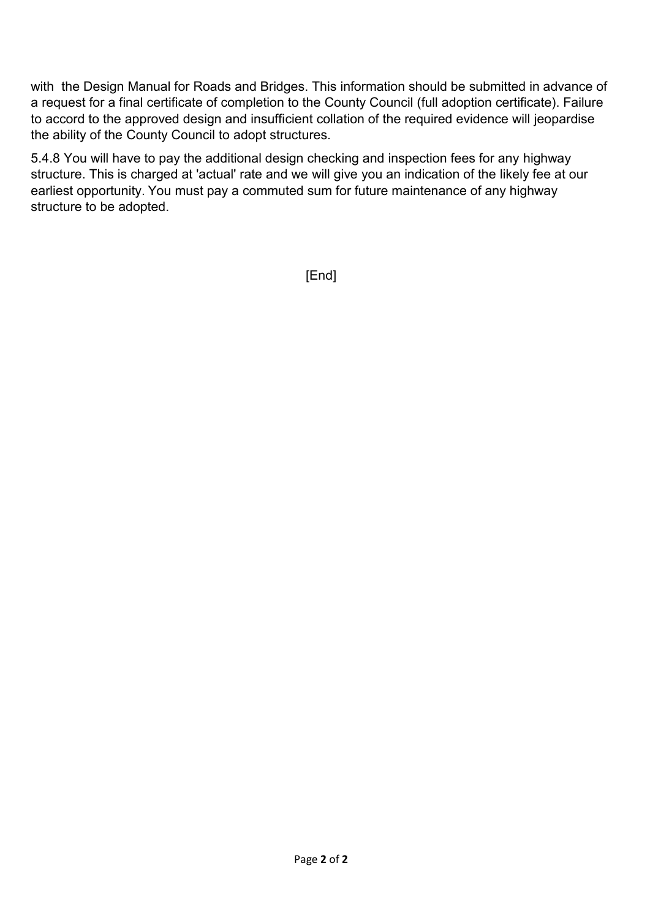with the Design Manual for Roads and Bridges. This information should be submitted in advance of a request for a final certificate of completion to the County Council (full adoption certificate). Failure to accord to the approved design and insufficient collation of the required evidence will jeopardise the ability of the County Council to adopt structures.

5.4.8 You will have to pay the additional design checking and inspection fees for any highway structure. This is charged at 'actual' rate and we will give you an indication of the likely fee at our earliest opportunity. You must pay a commuted sum for future maintenance of any highway structure to be adopted.

[End]